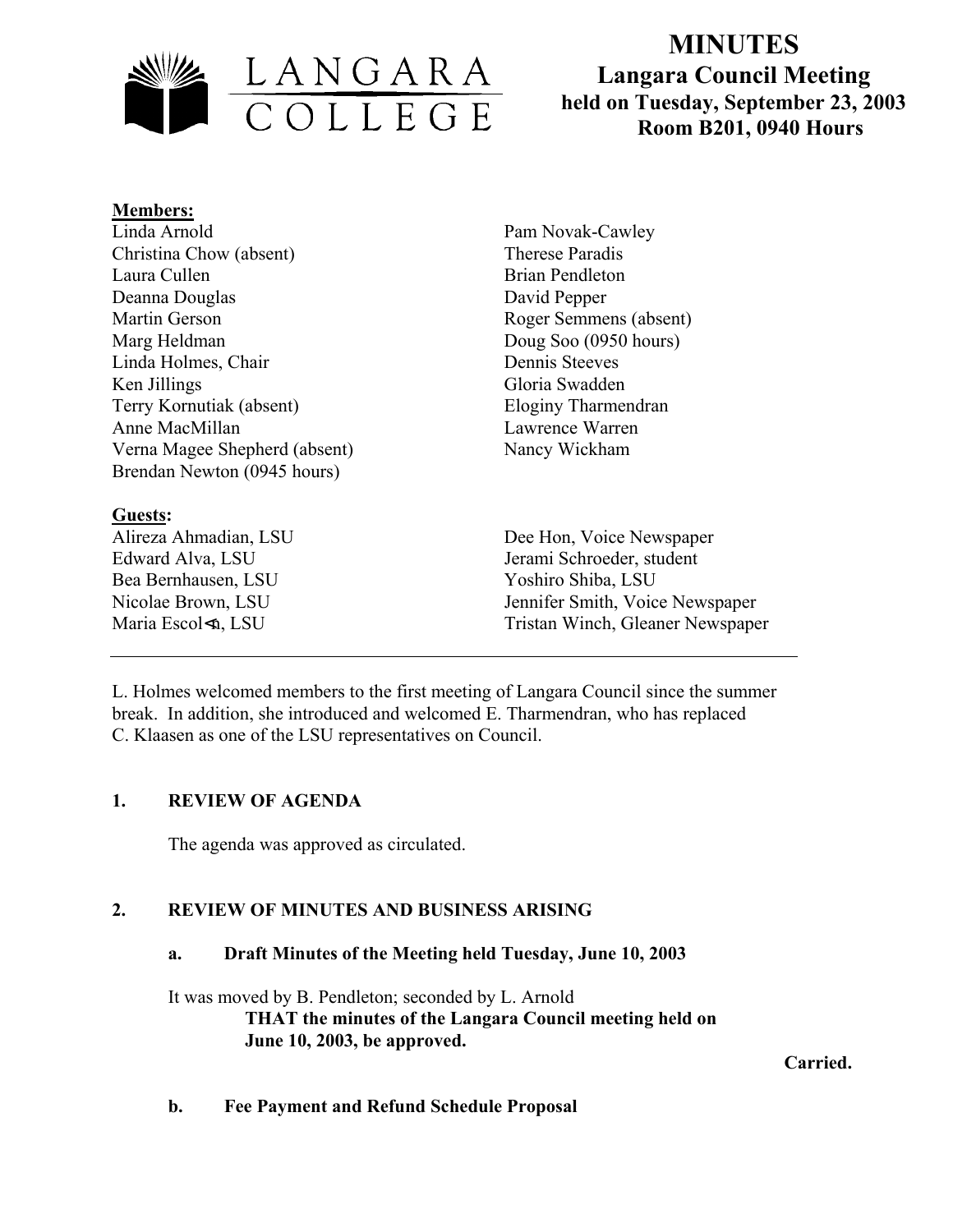LANGARA COLLEGE

# MINUTES
## Langara Council Meeting
### held on Tuesday, September 23, 2003
### Room B201, 0940 Hours

**Members:**

Linda Arnold
Christina Chow (absent)
Laura Cullen
Deanna Douglas
Martin Gerson
Marg Heldman
Linda Holmes, Chair
Ken Jillings
Terry Kornutiak (absent)
Anne MacMillan
Verna Magee Shepherd (absent)
Brendan Newton (0945 hours)
Pam Novak-Cawley
Therese Paradis
Brian Pendleton
David Pepper
Roger Semmens (absent)
Doug Soo (0950 hours)
Dennis Steeves
Gloria Swadden
Eloginy Tharmendran
Lawrence Warren
Nancy Wickham

**Guests:**

Alireza Ahmadian, LSU
Edward Alva, LSU
Bea Bernhausen, LSU
Nicolae Brown, LSU
Maria Escol<n, LSU
Dee Hon, Voice Newspaper
Jerami Schroeder, student
Yoshiro Shiba, LSU
Jennifer Smith, Voice Newspaper
Tristan Winch, Gleaner Newspaper

---

L. Holmes welcomed members to the first meeting of Langara Council since the summer break. In addition, she introduced and welcomed E. Tharmendran, who has replaced C. Klaasen as one of the LSU representatives on Council.

**1. REVIEW OF AGENDA**

The agenda was approved as circulated.

**2. REVIEW OF MINUTES AND BUSINESS ARISING**

**a. Draft Minutes of the Meeting held Tuesday, June 10, 2003**

It was moved by B. Pendleton; seconded by L. Arnold

**THAT the minutes of the Langara Council meeting held on June 10, 2003, be approved.**

**Carried.**

**b. Fee Payment and Refund Schedule Proposal**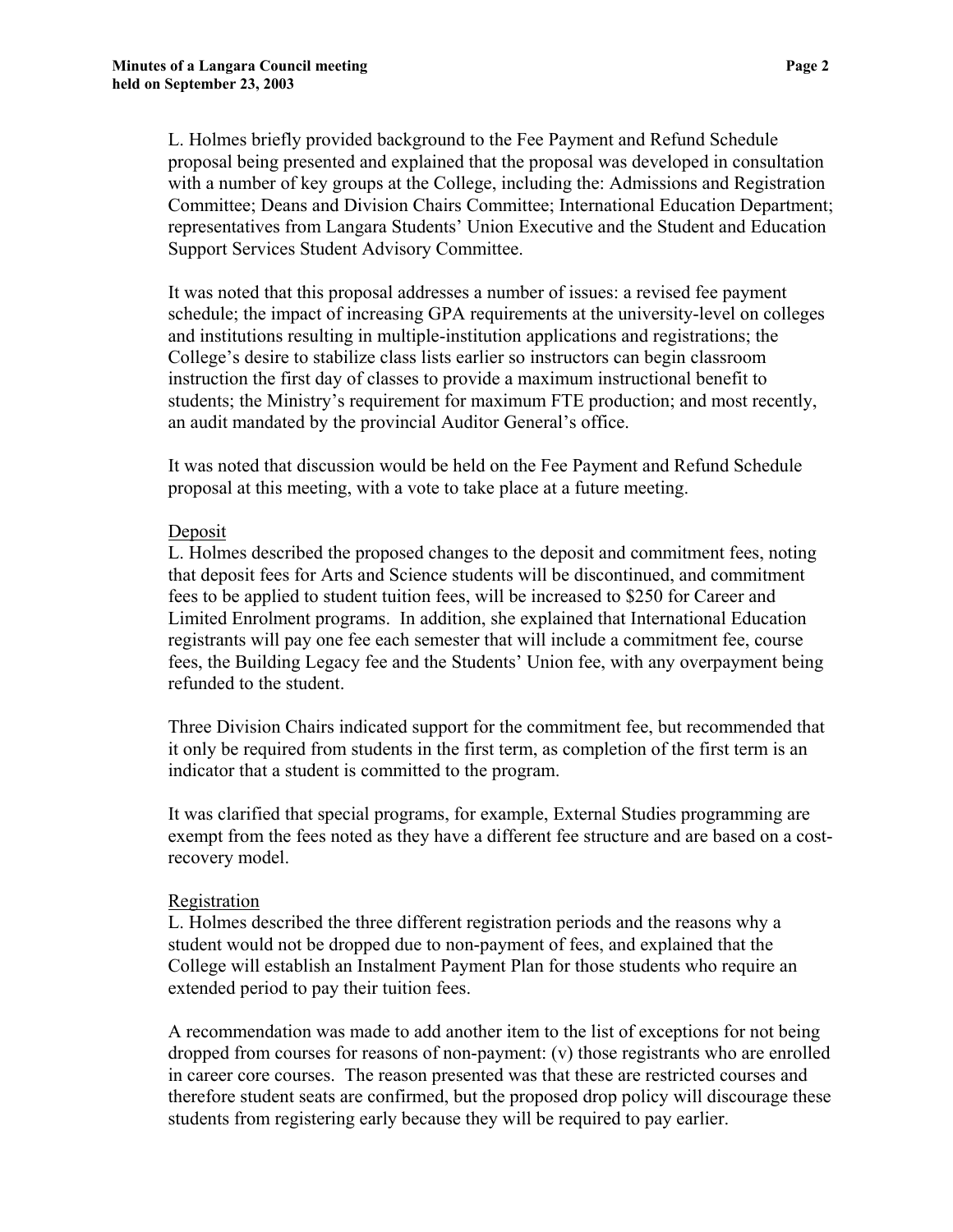L. Holmes briefly provided background to the Fee Payment and Refund Schedule proposal being presented and explained that the proposal was developed in consultation with a number of key groups at the College, including the: Admissions and Registration Committee; Deans and Division Chairs Committee; International Education Department; representatives from Langara Students' Union Executive and the Student and Education Support Services Student Advisory Committee.

It was noted that this proposal addresses a number of issues: a revised fee payment schedule; the impact of increasing GPA requirements at the university-level on colleges and institutions resulting in multiple-institution applications and registrations; the College's desire to stabilize class lists earlier so instructors can begin classroom instruction the first day of classes to provide a maximum instructional benefit to students; the Ministry's requirement for maximum FTE production; and most recently, an audit mandated by the provincial Auditor General's office.

It was noted that discussion would be held on the Fee Payment and Refund Schedule proposal at this meeting, with a vote to take place at a future meeting.

<u>Deposit</u>

L. Holmes described the proposed changes to the deposit and commitment fees, noting that deposit fees for Arts and Science students will be discontinued, and commitment fees to be applied to student tuition fees, will be increased to $250 for Career and Limited Enrolment programs. In addition, she explained that International Education registrants will pay one fee each semester that will include a commitment fee, course fees, the Building Legacy fee and the Students' Union fee, with any overpayment being refunded to the student.

Three Division Chairs indicated support for the commitment fee, but recommended that it only be required from students in the first term, as completion of the first term is an indicator that a student is committed to the program.

It was clarified that special programs, for example, External Studies programming are exempt from the fees noted as they have a different fee structure and are based on a cost-recovery model.

<u>Registration</u>

L. Holmes described the three different registration periods and the reasons why a student would not be dropped due to non-payment of fees, and explained that the College will establish an Instalment Payment Plan for those students who require an extended period to pay their tuition fees.

A recommendation was made to add another item to the list of exceptions for not being dropped from courses for reasons of non-payment: (v) those registrants who are enrolled in career core courses. The reason presented was that these are restricted courses and therefore student seats are confirmed, but the proposed drop policy will discourage these students from registering early because they will be required to pay earlier.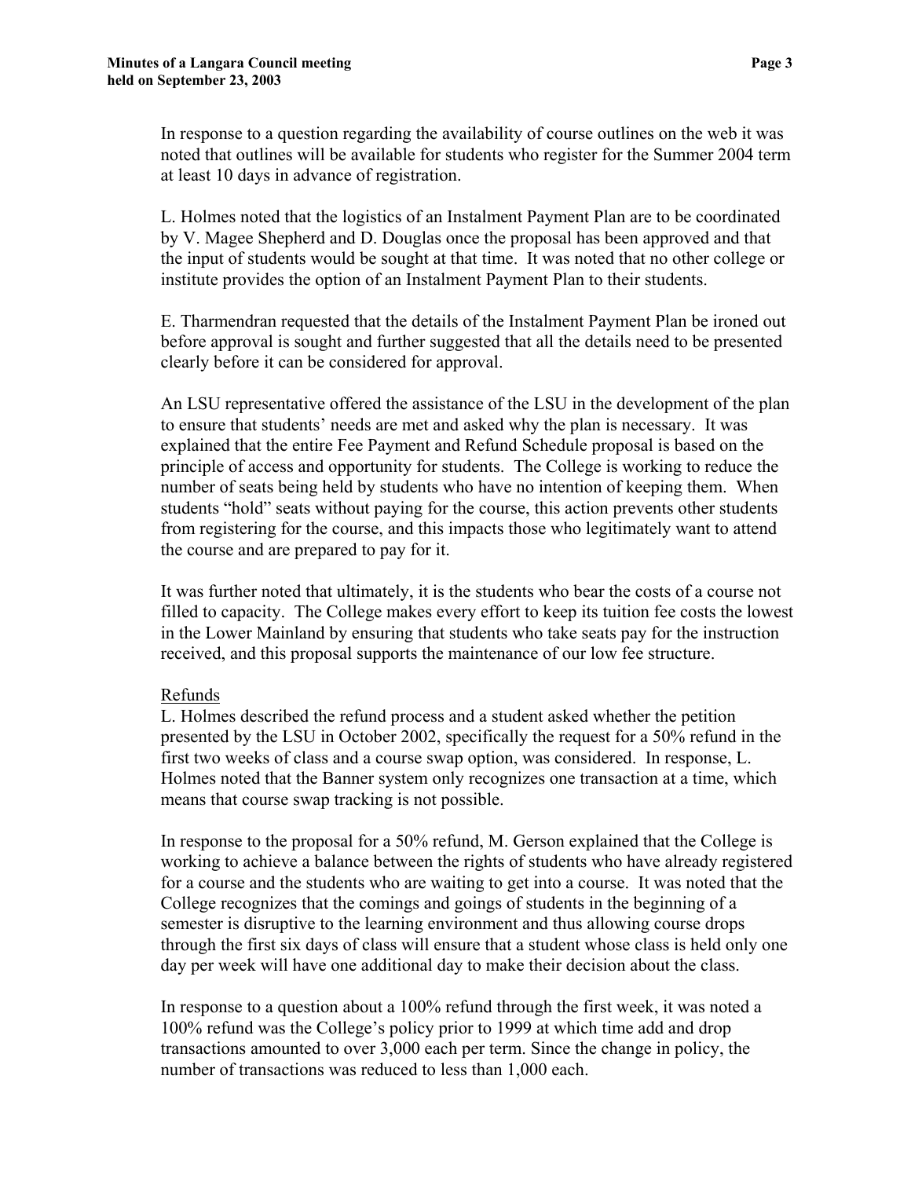In response to a question regarding the availability of course outlines on the web it was noted that outlines will be available for students who register for the Summer 2004 term at least 10 days in advance of registration.

L. Holmes noted that the logistics of an Instalment Payment Plan are to be coordinated by V. Magee Shepherd and D. Douglas once the proposal has been approved and that the input of students would be sought at that time. It was noted that no other college or institute provides the option of an Instalment Payment Plan to their students.

E. Tharmendran requested that the details of the Instalment Payment Plan be ironed out before approval is sought and further suggested that all the details need to be presented clearly before it can be considered for approval.

An LSU representative offered the assistance of the LSU in the development of the plan to ensure that students' needs are met and asked why the plan is necessary. It was explained that the entire Fee Payment and Refund Schedule proposal is based on the principle of access and opportunity for students. The College is working to reduce the number of seats being held by students who have no intention of keeping them. When students "hold" seats without paying for the course, this action prevents other students from registering for the course, and this impacts those who legitimately want to attend the course and are prepared to pay for it.

It was further noted that ultimately, it is the students who bear the costs of a course not filled to capacity. The College makes every effort to keep its tuition fee costs the lowest in the Lower Mainland by ensuring that students who take seats pay for the instruction received, and this proposal supports the maintenance of our low fee structure.

<u>Refunds</u>

L. Holmes described the refund process and a student asked whether the petition presented by the LSU in October 2002, specifically the request for a 50% refund in the first two weeks of class and a course swap option, was considered. In response, L. Holmes noted that the Banner system only recognizes one transaction at a time, which means that course swap tracking is not possible.

In response to the proposal for a 50% refund, M. Gerson explained that the College is working to achieve a balance between the rights of students who have already registered for a course and the students who are waiting to get into a course. It was noted that the College recognizes that the comings and goings of students in the beginning of a semester is disruptive to the learning environment and thus allowing course drops through the first six days of class will ensure that a student whose class is held only one day per week will have one additional day to make their decision about the class.

In response to a question about a 100% refund through the first week, it was noted a 100% refund was the College's policy prior to 1999 at which time add and drop transactions amounted to over 3,000 each per term. Since the change in policy, the number of transactions was reduced to less than 1,000 each.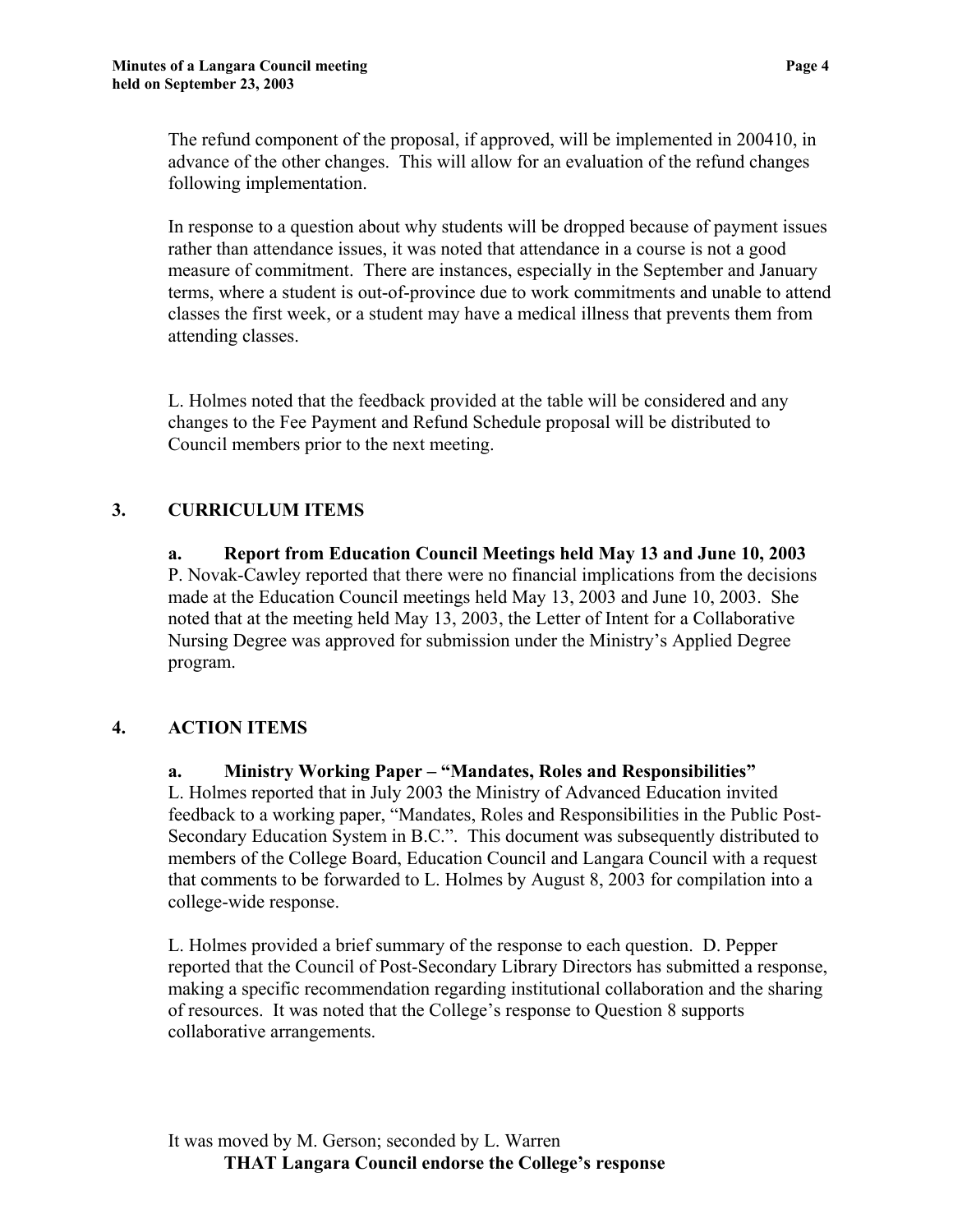The refund component of the proposal, if approved, will be implemented in 200410, in advance of the other changes. This will allow for an evaluation of the refund changes following implementation.

In response to a question about why students will be dropped because of payment issues rather than attendance issues, it was noted that attendance in a course is not a good measure of commitment. There are instances, especially in the September and January terms, where a student is out-of-province due to work commitments and unable to attend classes the first week, or a student may have a medical illness that prevents them from attending classes.

L. Holmes noted that the feedback provided at the table will be considered and any changes to the Fee Payment and Refund Schedule proposal will be distributed to Council members prior to the next meeting.

## 3. CURRICULUM ITEMS

### a. Report from Education Council Meetings held May 13 and June 10, 2003

P. Novak-Cawley reported that there were no financial implications from the decisions made at the Education Council meetings held May 13, 2003 and June 10, 2003. She noted that at the meeting held May 13, 2003, the Letter of Intent for a Collaborative Nursing Degree was approved for submission under the Ministry's Applied Degree program.

## 4. ACTION ITEMS

### a. Ministry Working Paper – "Mandates, Roles and Responsibilities"

L. Holmes reported that in July 2003 the Ministry of Advanced Education invited feedback to a working paper, "Mandates, Roles and Responsibilities in the Public Post-Secondary Education System in B.C.". This document was subsequently distributed to members of the College Board, Education Council and Langara Council with a request that comments to be forwarded to L. Holmes by August 8, 2003 for compilation into a college-wide response.

L. Holmes provided a brief summary of the response to each question. D. Pepper reported that the Council of Post-Secondary Library Directors has submitted a response, making a specific recommendation regarding institutional collaboration and the sharing of resources. It was noted that the College's response to Question 8 supports collaborative arrangements.

It was moved by M. Gerson; seconded by L. Warren

**THAT Langara Council endorse the College's response**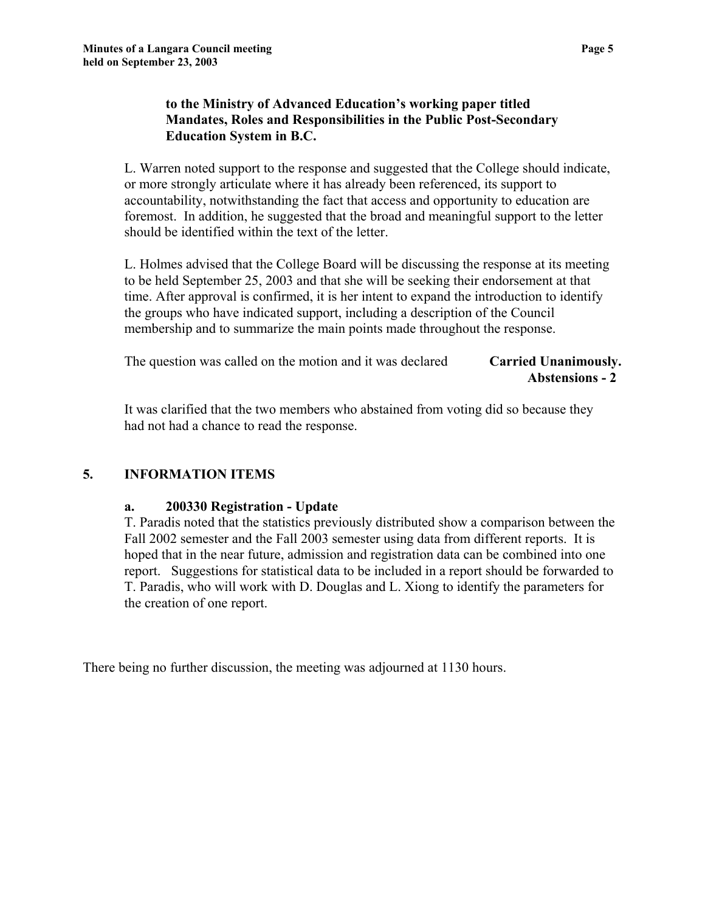**to the Ministry of Advanced Education's working paper titled Mandates, Roles and Responsibilities in the Public Post-Secondary Education System in B.C.**

L. Warren noted support to the response and suggested that the College should indicate, or more strongly articulate where it has already been referenced, its support to accountability, notwithstanding the fact that access and opportunity to education are foremost. In addition, he suggested that the broad and meaningful support to the letter should be identified within the text of the letter.

L. Holmes advised that the College Board will be discussing the response at its meeting to be held September 25, 2003 and that she will be seeking their endorsement at that time. After approval is confirmed, it is her intent to expand the introduction to identify the groups who have indicated support, including a description of the Council membership and to summarize the main points made throughout the response.

The question was called on the motion and it was declared **Carried Unanimously. Abstensions - 2**

It was clarified that the two members who abstained from voting did so because they had not had a chance to read the response.

## 5. INFORMATION ITEMS

### a. 200330 Registration - Update

T. Paradis noted that the statistics previously distributed show a comparison between the Fall 2002 semester and the Fall 2003 semester using data from different reports. It is hoped that in the near future, admission and registration data can be combined into one report. Suggestions for statistical data to be included in a report should be forwarded to T. Paradis, who will work with D. Douglas and L. Xiong to identify the parameters for the creation of one report.

There being no further discussion, the meeting was adjourned at 1130 hours.